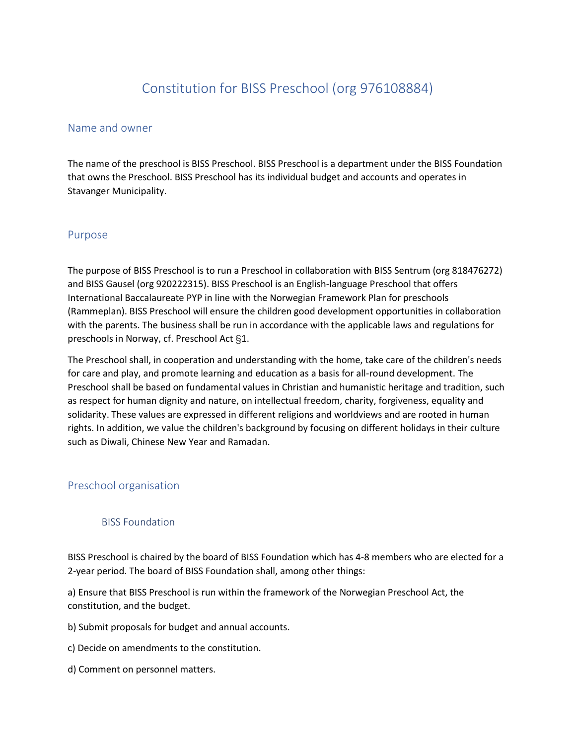# Constitution for BISS Preschool (org 976108884)

## Name and owner

The name of the preschool is BISS Preschool. BISS Preschool is a department under the BISS Foundation that owns the Preschool. BISS Preschool has its individual budget and accounts and operates in Stavanger Municipality.

## Purpose

The purpose of BISS Preschool is to run a Preschool in collaboration with BISS Sentrum (org 818476272) and BISS Gausel (org 920222315). BISS Preschool is an English-language Preschool that offers International Baccalaureate PYP in line with the Norwegian Framework Plan for preschools (Rammeplan). BISS Preschool will ensure the children good development opportunities in collaboration with the parents. The business shall be run in accordance with the applicable laws and regulations for preschools in Norway, cf. Preschool Act §1.

The Preschool shall, in cooperation and understanding with the home, take care of the children's needs for care and play, and promote learning and education as a basis for all-round development. The Preschool shall be based on fundamental values in Christian and humanistic heritage and tradition, such as respect for human dignity and nature, on intellectual freedom, charity, forgiveness, equality and solidarity. These values are expressed in different religions and worldviews and are rooted in human rights. In addition, we value the children's background by focusing on different holidays in their culture such as Diwali, Chinese New Year and Ramadan.

## Preschool organisation

### BISS Foundation

BISS Preschool is chaired by the board of BISS Foundation which has 4-8 members who are elected for a 2-year period. The board of BISS Foundation shall, among other things:

a) Ensure that BISS Preschool is run within the framework of the Norwegian Preschool Act, the constitution, and the budget.

b) Submit proposals for budget and annual accounts.

c) Decide on amendments to the constitution.

d) Comment on personnel matters.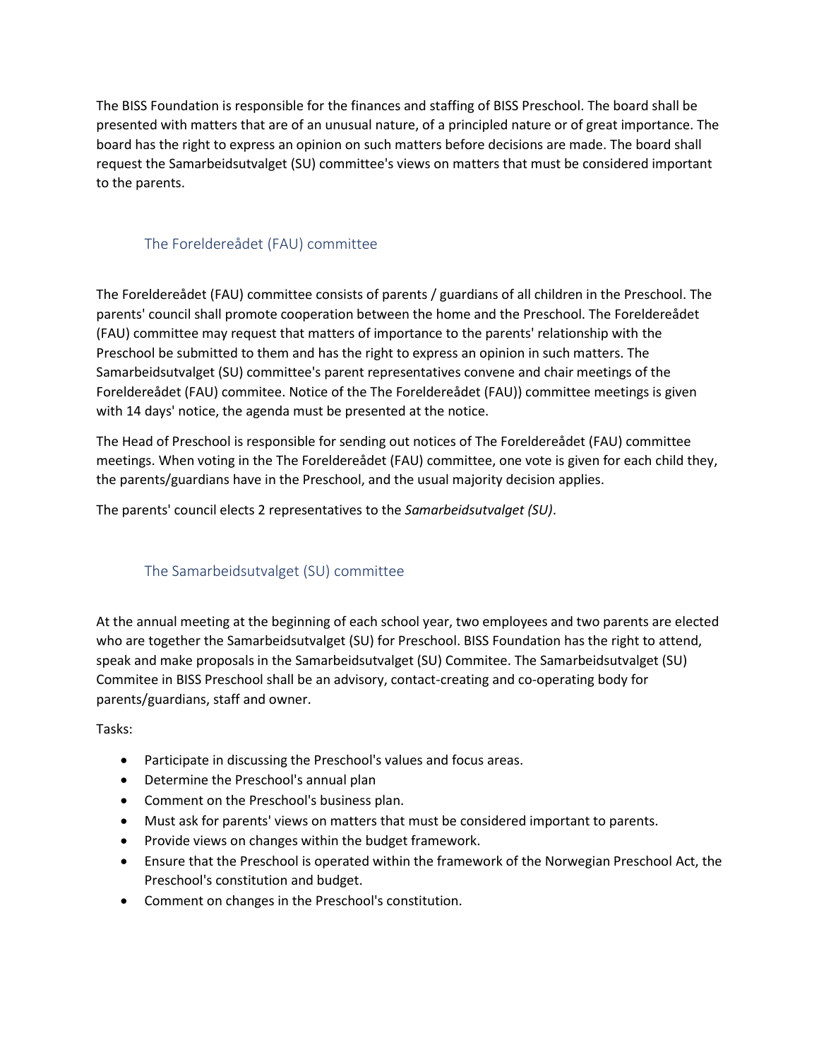The BISS Foundation is responsible for the finances and staffing of BISS Preschool. The board shall be presented with matters that are of an unusual nature, of a principled nature or of great importance. The board has the right to express an opinion on such matters before decisions are made. The board shall request the Samarbeidsutvalget (SU) committee's views on matters that must be considered important to the parents.

## The Foreldereådet (FAU) committee

The Foreldereådet (FAU) committee consists of parents / guardians of all children in the Preschool. The parents' council shall promote cooperation between the home and the Preschool. The Foreldereådet (FAU) committee may request that matters of importance to the parents' relationship with the Preschool be submitted to them and has the right to express an opinion in such matters. The Samarbeidsutvalget (SU) committee's parent representatives convene and chair meetings of the Foreldereådet (FAU) commitee. Notice of the The Foreldereådet (FAU)) committee meetings is given with 14 days' notice, the agenda must be presented at the notice.

The Head of Preschool is responsible for sending out notices of The Foreldereådet (FAU) committee meetings. When voting in the The Foreldereådet (FAU) committee, one vote is given for each child they, the parents/guardians have in the Preschool, and the usual majority decision applies.

The parents' council elects 2 representatives to the *Samarbeidsutvalget (SU)*.

## The Samarbeidsutvalget (SU) committee

At the annual meeting at the beginning of each school year, two employees and two parents are elected who are together the Samarbeidsutvalget (SU) for Preschool. BISS Foundation has the right to attend, speak and make proposals in the Samarbeidsutvalget (SU) Commitee. The Samarbeidsutvalget (SU) Commitee in BISS Preschool shall be an advisory, contact-creating and co-operating body for parents/guardians, staff and owner.

Tasks:

- Participate in discussing the Preschool's values and focus areas.
- Determine the Preschool's annual plan
- Comment on the Preschool's business plan.
- Must ask for parents' views on matters that must be considered important to parents.
- Provide views on changes within the budget framework.
- Ensure that the Preschool is operated within the framework of the Norwegian Preschool Act, the Preschool's constitution and budget.
- Comment on changes in the Preschool's constitution.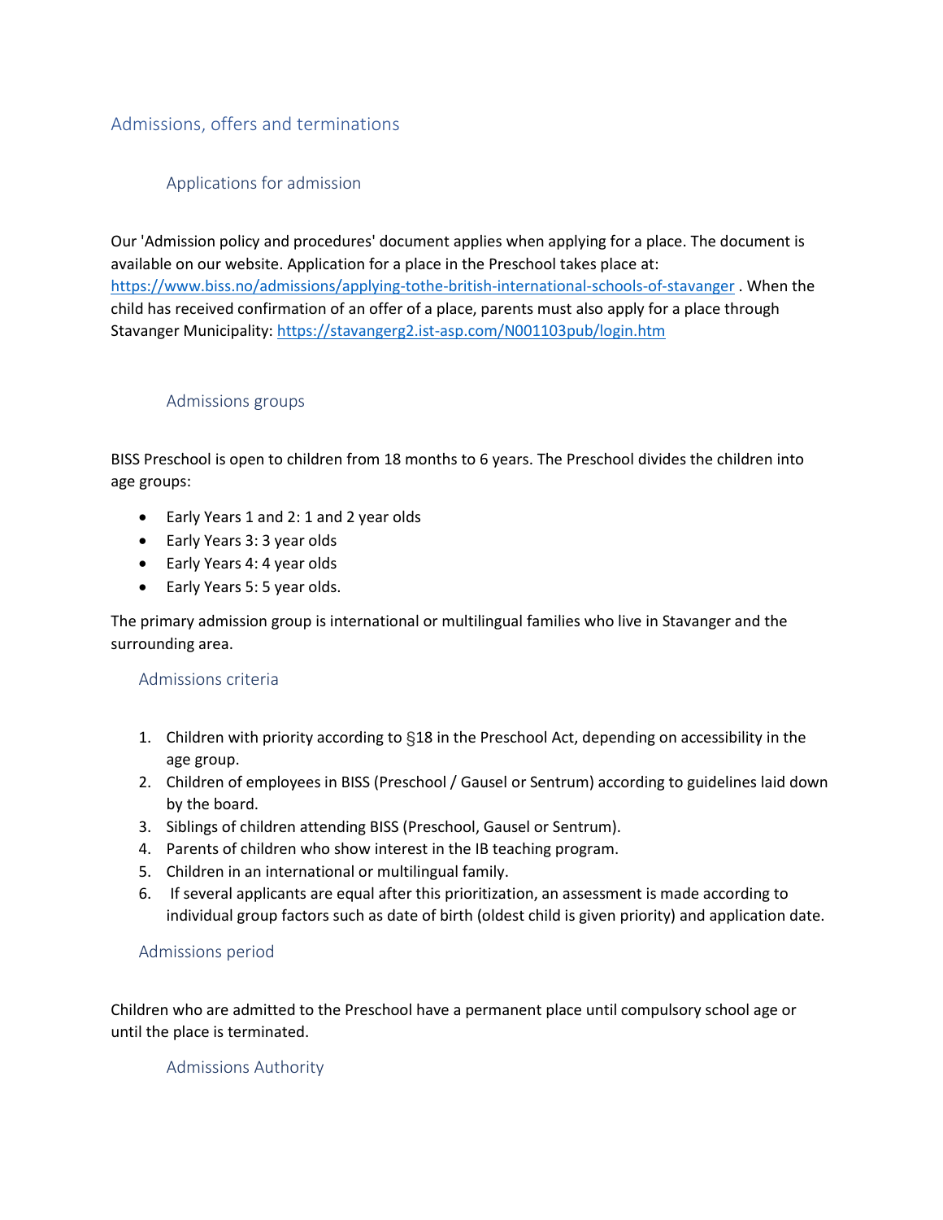## Admissions, offers and terminations

### Applications for admission

Our 'Admission policy and procedures' document applies when applying for a place. The document is available on our website. Application for a place in the Preschool takes place at: [https://www.biss.no/admissions/applying-tothe-british-international-schools-of-stavanger](https://www.biss.no/admissions/applying-tothe-british-international-schools-of-stavanger) . When the child has received confirmation of an offer of a place, parents must also apply for a place through Stavanger Municipality: [https://stavangerg2.ist-asp.com/N001103pub/login.htm](https://stavangerg2.ist-asp.com/N001103pub/login.htm)

### Admissions groups

BISS Preschool is open to children from 18 months to 6 years. The Preschool divides the children into age groups:

- Early Years 1 and 2: 1 and 2 year olds
- Early Years 3: 3 year olds
- Early Years 4: 4 year olds
- Early Years 5: 5 year olds.

The primary admission group is international or multilingual families who live in Stavanger and the surrounding area.

### Admissions criteria

1. Children with priority according to §18 in the Preschool Act, depending on accessibility in the age group.
2. Children of employees in BISS (Preschool / Gausel or Sentrum) according to guidelines laid down by the board.
3. Siblings of children attending BISS (Preschool, Gausel or Sentrum).
4. Parents of children who show interest in the IB teaching program.
5. Children in an international or multilingual family.
6. If several applicants are equal after this prioritization, an assessment is made according to individual group factors such as date of birth (oldest child is given priority) and application date.

### Admissions period

Children who are admitted to the Preschool have a permanent place until compulsory school age or until the place is terminated.

### Admissions Authority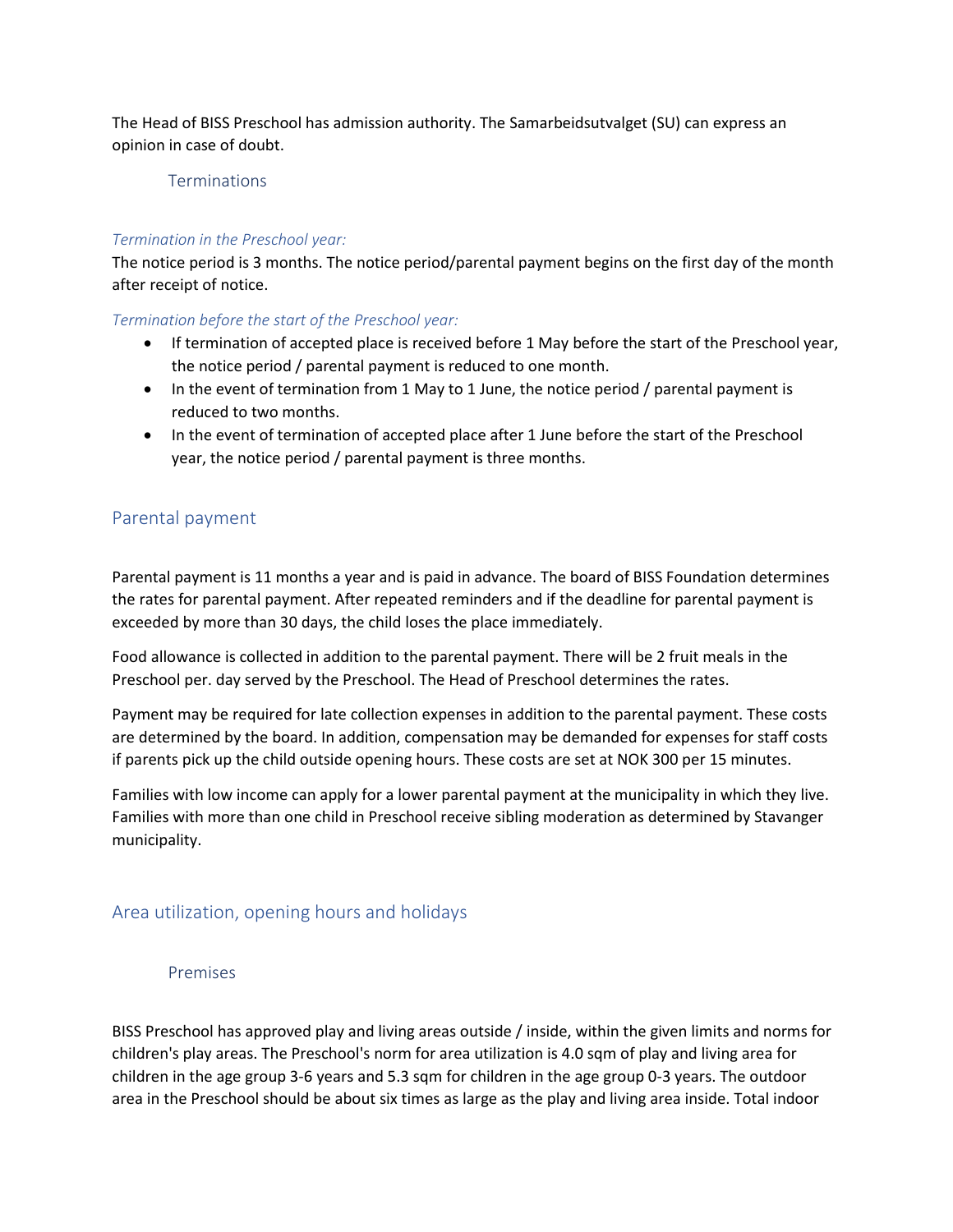The Head of BISS Preschool has admission authority. The Samarbeidsutvalget (SU) can express an opinion in case of doubt.

### Terminations

*Termination in the Preschool year:*

The notice period is 3 months. The notice period/parental payment begins on the first day of the month after receipt of notice.

*Termination before the start of the Preschool year:*

- If termination of accepted place is received before 1 May before the start of the Preschool year, the notice period / parental payment is reduced to one month.
- In the event of termination from 1 May to 1 June, the notice period / parental payment is reduced to two months.
- In the event of termination of accepted place after 1 June before the start of the Preschool year, the notice period / parental payment is three months.

## Parental payment

Parental payment is 11 months a year and is paid in advance. The board of BISS Foundation determines the rates for parental payment. After repeated reminders and if the deadline for parental payment is exceeded by more than 30 days, the child loses the place immediately.

Food allowance is collected in addition to the parental payment. There will be 2 fruit meals in the Preschool per. day served by the Preschool. The Head of Preschool determines the rates.

Payment may be required for late collection expenses in addition to the parental payment. These costs are determined by the board. In addition, compensation may be demanded for expenses for staff costs if parents pick up the child outside opening hours. These costs are set at NOK 300 per 15 minutes.

Families with low income can apply for a lower parental payment at the municipality in which they live. Families with more than one child in Preschool receive sibling moderation as determined by Stavanger municipality.

## Area utilization, opening hours and holidays

### Premises

BISS Preschool has approved play and living areas outside / inside, within the given limits and norms for children's play areas. The Preschool's norm for area utilization is 4.0 sqm of play and living area for children in the age group 3-6 years and 5.3 sqm for children in the age group 0-3 years. The outdoor area in the Preschool should be about six times as large as the play and living area inside. Total indoor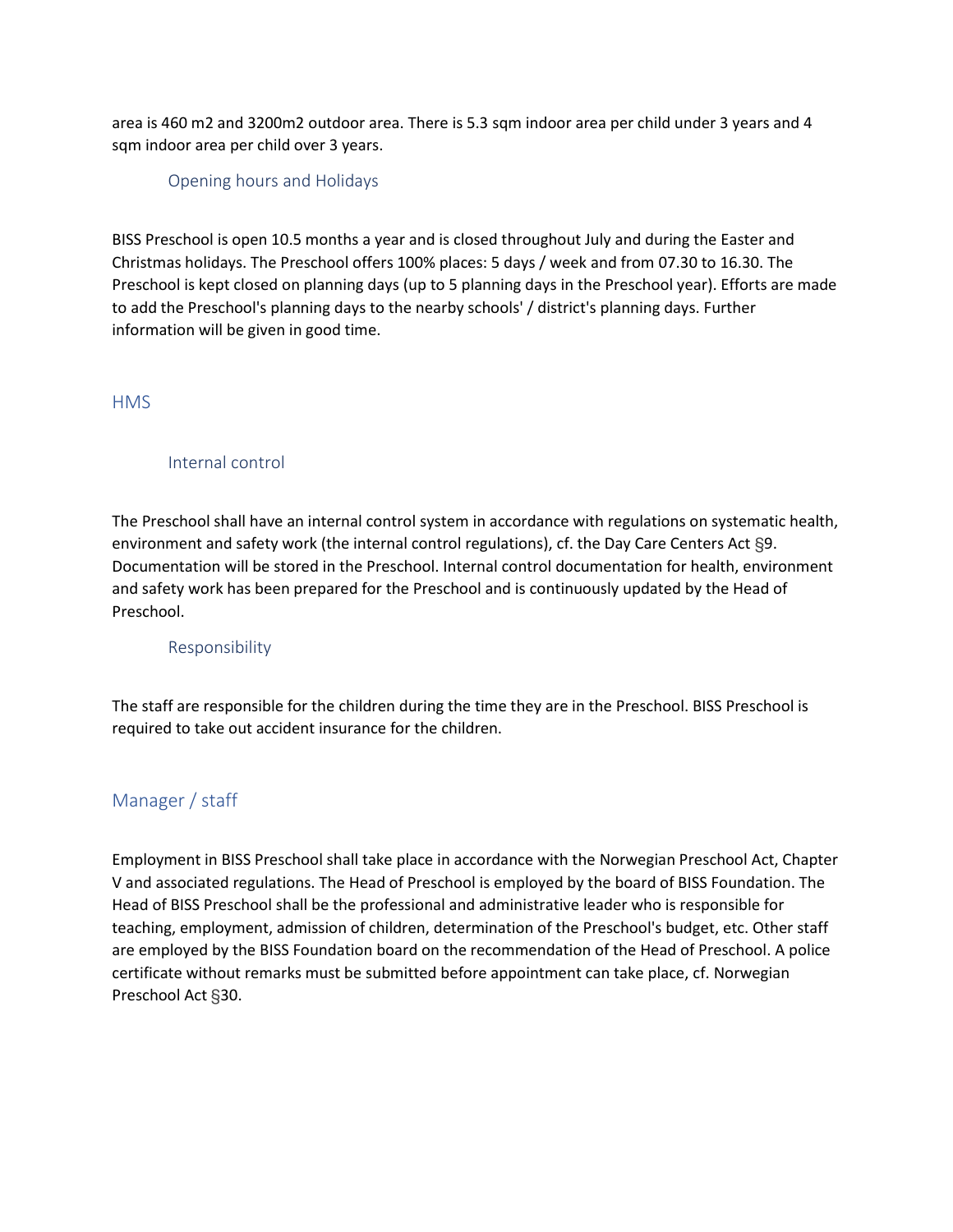area is 460 m2 and 3200m2 outdoor area. There is 5.3 sqm indoor area per child under 3 years and 4 sqm indoor area per child over 3 years.

### Opening hours and Holidays

BISS Preschool is open 10.5 months a year and is closed throughout July and during the Easter and Christmas holidays. The Preschool offers 100% places: 5 days / week and from 07.30 to 16.30. The Preschool is kept closed on planning days (up to 5 planning days in the Preschool year). Efforts are made to add the Preschool's planning days to the nearby schools' / district's planning days. Further information will be given in good time.

## HMS

### Internal control

The Preschool shall have an internal control system in accordance with regulations on systematic health, environment and safety work (the internal control regulations), cf. the Day Care Centers Act §9. Documentation will be stored in the Preschool. Internal control documentation for health, environment and safety work has been prepared for the Preschool and is continuously updated by the Head of Preschool.

### Responsibility

The staff are responsible for the children during the time they are in the Preschool. BISS Preschool is required to take out accident insurance for the children.

## Manager / staff

Employment in BISS Preschool shall take place in accordance with the Norwegian Preschool Act, Chapter V and associated regulations. The Head of Preschool is employed by the board of BISS Foundation. The Head of BISS Preschool shall be the professional and administrative leader who is responsible for teaching, employment, admission of children, determination of the Preschool's budget, etc. Other staff are employed by the BISS Foundation board on the recommendation of the Head of Preschool. A police certificate without remarks must be submitted before appointment can take place, cf. Norwegian Preschool Act §30.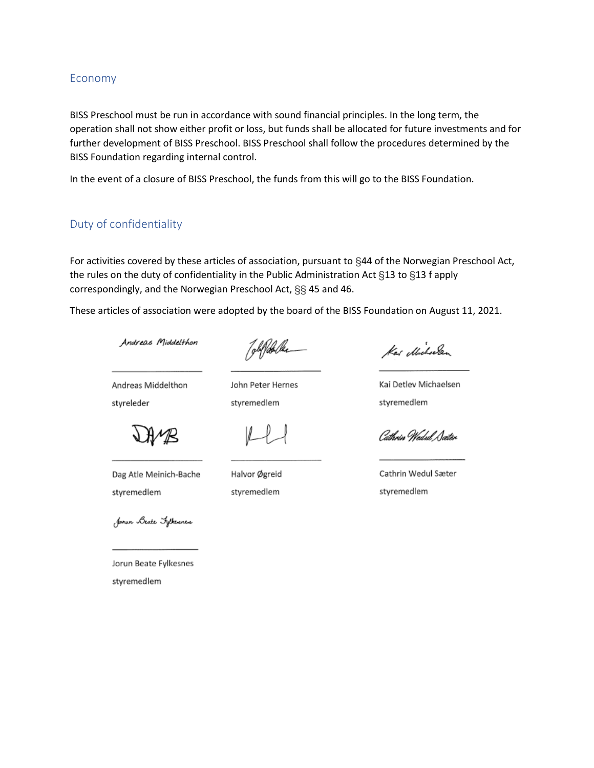## Economy

BISS Preschool must be run in accordance with sound financial principles. In the long term, the operation shall not show either profit or loss, but funds shall be allocated for future investments and for further development of BISS Preschool. BISS Preschool shall follow the procedures determined by the BISS Foundation regarding internal control.

In the event of a closure of BISS Preschool, the funds from this will go to the BISS Foundation.

## Duty of confidentiality

For activities covered by these articles of association, pursuant to §44 of the Norwegian Preschool Act, the rules on the duty of confidentiality in the Public Administration Act §13 to §13 f apply correspondingly, and the Norwegian Preschool Act, §§ 45 and 46.

These articles of association were adopted by the board of the BISS Foundation on August 11, 2021.

Andreas Middelthon
styreleder

John Peter Hernes
styremedlem

Kai Detlev Michaelsen
styremedlem

Dag Atle Meinich-Bache
styremedlem

Halvor Øgreid
styremedlem

Cathrin Wedul Sæter
styremedlem

Jorun Beate Fylkesnes
styremedlem